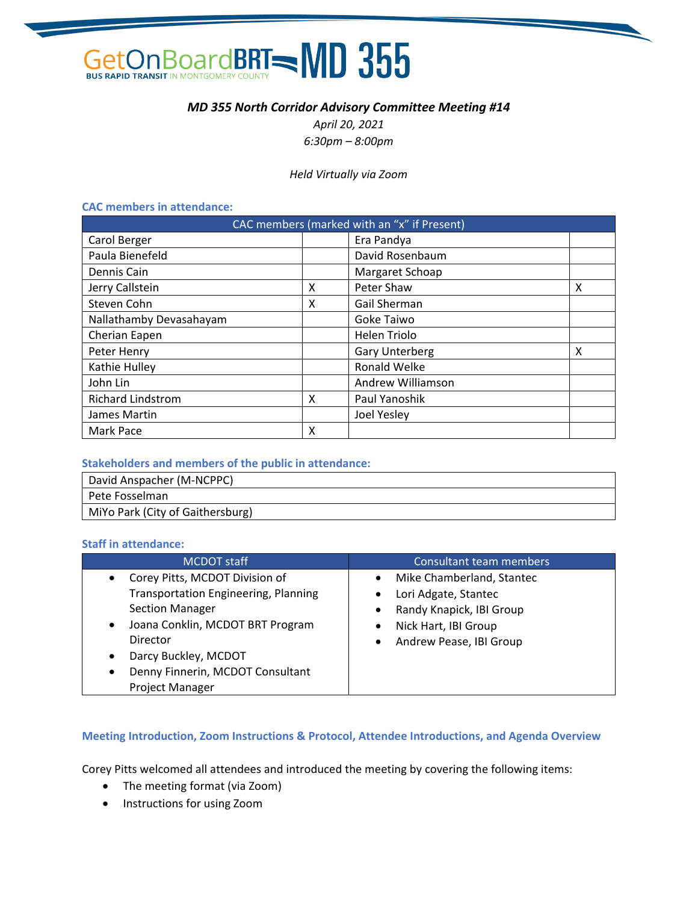GetOnBoardBRT MD 355

BUS RAPID TRANSIT IN MONTGOMERY COUNTY

# *MD 355 North Corridor Advisory Committee Meeting #14*

*April 20, 2021*

*6:30pm – 8:00pm*

*Held Virtually via Zoom*

## CAC members in attendance:

| CAC members (marked with an "x" if Present) | | | |
|---|---|---|---|
| Carol Berger | | Era Pandya | |
| Paula Bienefeld | | David Rosenbaum | |
| Dennis Cain | | Margaret Schoap | |
| Jerry Callstein | X | Peter Shaw | X |
| Steven Cohn | X | Gail Sherman | |
| Nallathamby Devasahayam | | Goke Taiwo | |
| Cherian Eapen | | Helen Triolo | |
| Peter Henry | | Gary Unterberg | X |
| Kathie Hulley | | Ronald Welke | |
| John Lin | | Andrew Williamson | |
| Richard Lindstrom | X | Paul Yanoshik | |
| James Martin | | Joel Yesley | |
| Mark Pace | X | | |

## Stakeholders and members of the public in attendance:

| |
|---|
| David Anspacher (M-NCPPC) |
| Pete Fosselman |
| MiYo Park (City of Gaithersburg) |

## Staff in attendance:

| MCDOT staff | Consultant team members |
|---|---|
| • Corey Pitts, MCDOT Division of Transportation Engineering, Planning Section Manager<br>• Joana Conklin, MCDOT BRT Program Director<br>• Darcy Buckley, MCDOT<br>• Denny Finnerin, MCDOT Consultant Project Manager | • Mike Chamberland, Stantec<br>• Lori Adgate, Stantec<br>• Randy Knapick, IBI Group<br>• Nick Hart, IBI Group<br>• Andrew Pease, IBI Group |

## Meeting Introduction, Zoom Instructions & Protocol, Attendee Introductions, and Agenda Overview

Corey Pitts welcomed all attendees and introduced the meeting by covering the following items:

- The meeting format (via Zoom)
- Instructions for using Zoom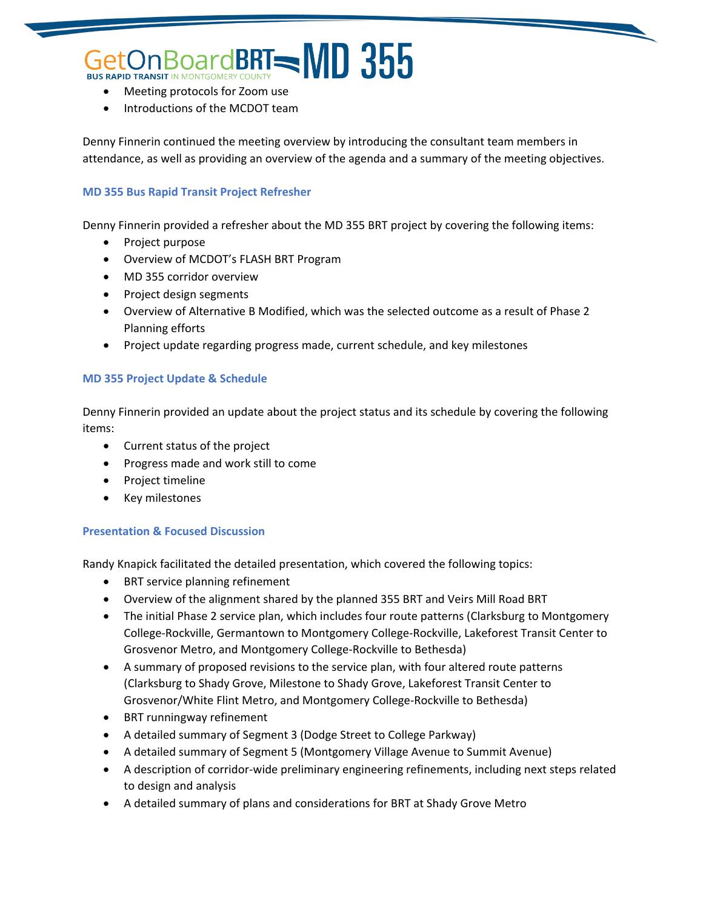- Meeting protocols for Zoom use
- Introductions of the MCDOT team

Denny Finnerin continued the meeting overview by introducing the consultant team members in attendance, as well as providing an overview of the agenda and a summary of the meeting objectives.

### MD 355 Bus Rapid Transit Project Refresher

Denny Finnerin provided a refresher about the MD 355 BRT project by covering the following items:

- Project purpose
- Overview of MCDOT's FLASH BRT Program
- MD 355 corridor overview
- Project design segments
- Overview of Alternative B Modified, which was the selected outcome as a result of Phase 2 Planning efforts
- Project update regarding progress made, current schedule, and key milestones

### MD 355 Project Update & Schedule

Denny Finnerin provided an update about the project status and its schedule by covering the following items:

- Current status of the project
- Progress made and work still to come
- Project timeline
- Key milestones

### Presentation & Focused Discussion

Randy Knapick facilitated the detailed presentation, which covered the following topics:

- BRT service planning refinement
- Overview of the alignment shared by the planned 355 BRT and Veirs Mill Road BRT
- The initial Phase 2 service plan, which includes four route patterns (Clarksburg to Montgomery College-Rockville, Germantown to Montgomery College-Rockville, Lakeforest Transit Center to Grosvenor Metro, and Montgomery College-Rockville to Bethesda)
- A summary of proposed revisions to the service plan, with four altered route patterns (Clarksburg to Shady Grove, Milestone to Shady Grove, Lakeforest Transit Center to Grosvenor/White Flint Metro, and Montgomery College-Rockville to Bethesda)
- BRT runningway refinement
- A detailed summary of Segment 3 (Dodge Street to College Parkway)
- A detailed summary of Segment 5 (Montgomery Village Avenue to Summit Avenue)
- A description of corridor-wide preliminary engineering refinements, including next steps related to design and analysis
- A detailed summary of plans and considerations for BRT at Shady Grove Metro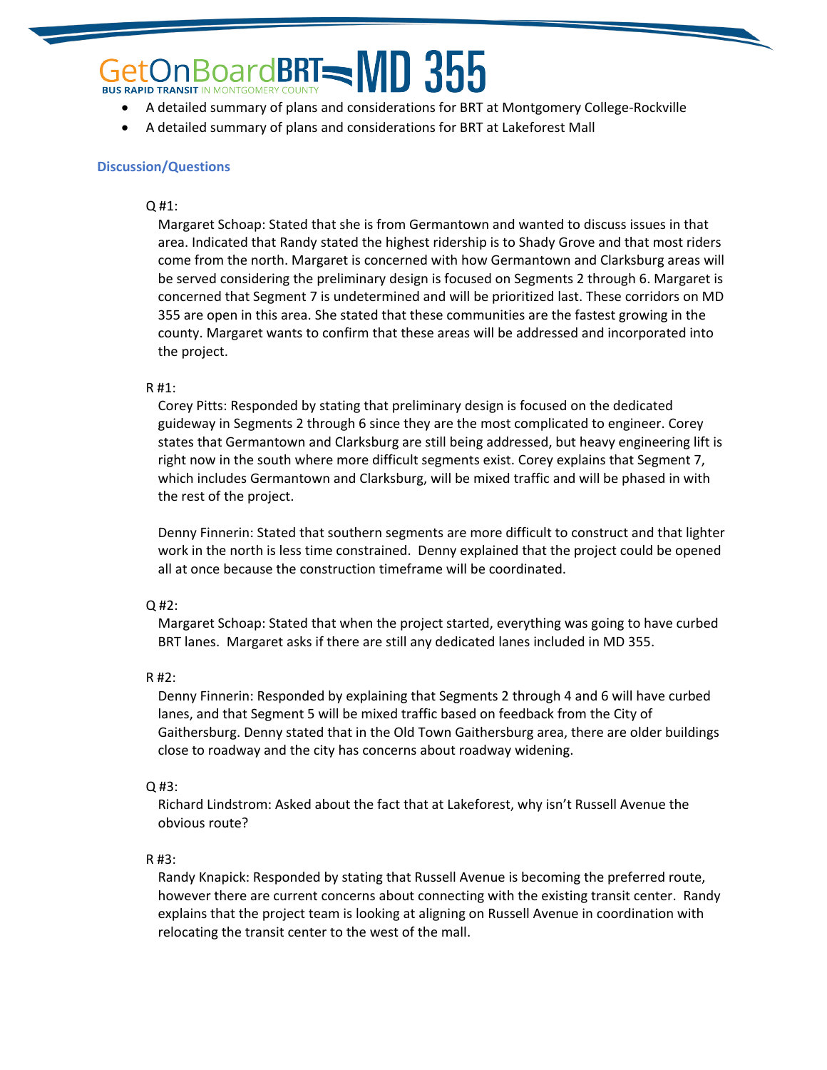- A detailed summary of plans and considerations for BRT at Montgomery College-Rockville
- A detailed summary of plans and considerations for BRT at Lakeforest Mall

### Discussion/Questions

Q #1:

Margaret Schoap: Stated that she is from Germantown and wanted to discuss issues in that area. Indicated that Randy stated the highest ridership is to Shady Grove and that most riders come from the north. Margaret is concerned with how Germantown and Clarksburg areas will be served considering the preliminary design is focused on Segments 2 through 6. Margaret is concerned that Segment 7 is undetermined and will be prioritized last. These corridors on MD 355 are open in this area. She stated that these communities are the fastest growing in the county. Margaret wants to confirm that these areas will be addressed and incorporated into the project.

R #1:

Corey Pitts: Responded by stating that preliminary design is focused on the dedicated guideway in Segments 2 through 6 since they are the most complicated to engineer. Corey states that Germantown and Clarksburg are still being addressed, but heavy engineering lift is right now in the south where more difficult segments exist. Corey explains that Segment 7, which includes Germantown and Clarksburg, will be mixed traffic and will be phased in with the rest of the project.

Denny Finnerin: Stated that southern segments are more difficult to construct and that lighter work in the north is less time constrained. Denny explained that the project could be opened all at once because the construction timeframe will be coordinated.

Q #2:

Margaret Schoap: Stated that when the project started, everything was going to have curbed BRT lanes. Margaret asks if there are still any dedicated lanes included in MD 355.

R #2:

Denny Finnerin: Responded by explaining that Segments 2 through 4 and 6 will have curbed lanes, and that Segment 5 will be mixed traffic based on feedback from the City of Gaithersburg. Denny stated that in the Old Town Gaithersburg area, there are older buildings close to roadway and the city has concerns about roadway widening.

Q #3:

Richard Lindstrom: Asked about the fact that at Lakeforest, why isn't Russell Avenue the obvious route?

R #3:

Randy Knapick: Responded by stating that Russell Avenue is becoming the preferred route, however there are current concerns about connecting with the existing transit center. Randy explains that the project team is looking at aligning on Russell Avenue in coordination with relocating the transit center to the west of the mall.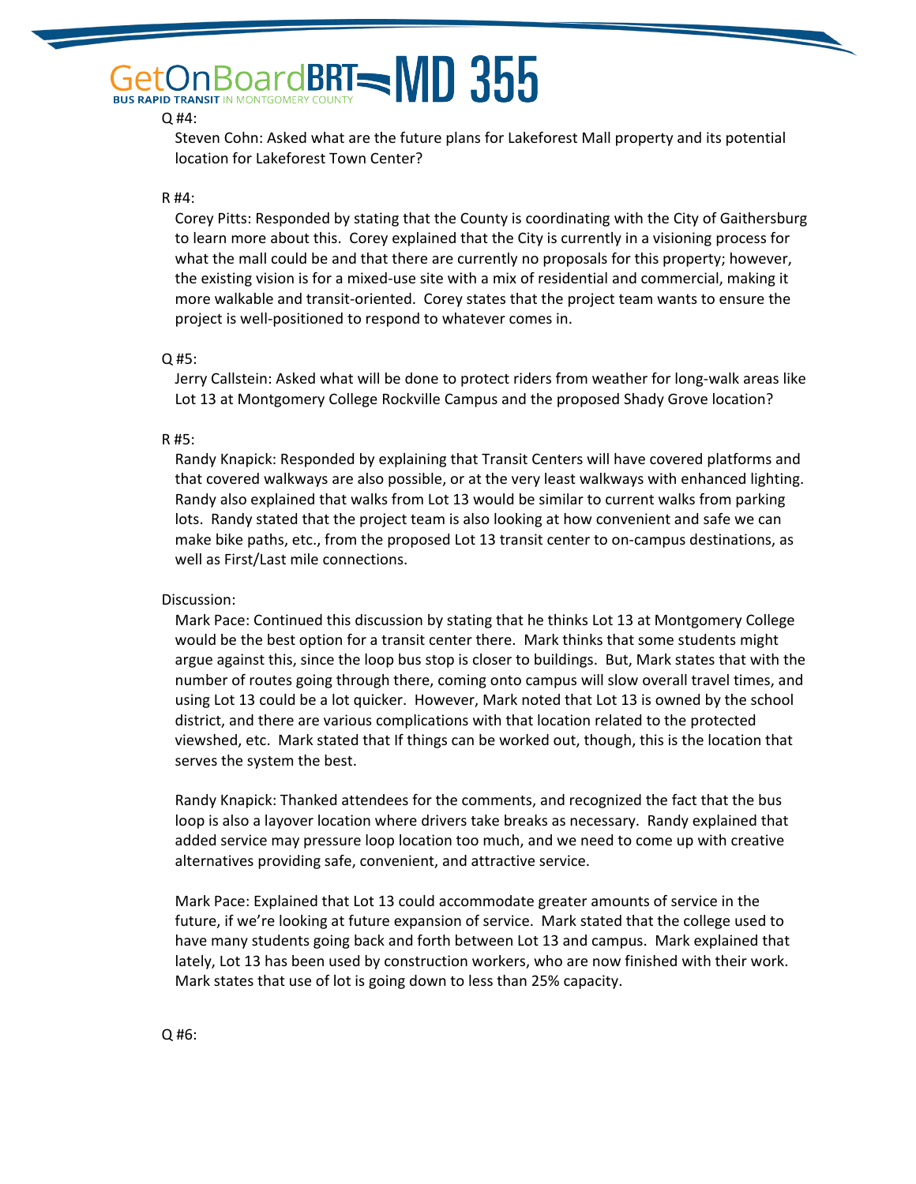Q #4:

Steven Cohn: Asked what are the future plans for Lakeforest Mall property and its potential location for Lakeforest Town Center?

R #4:

Corey Pitts: Responded by stating that the County is coordinating with the City of Gaithersburg to learn more about this. Corey explained that the City is currently in a visioning process for what the mall could be and that there are currently no proposals for this property; however, the existing vision is for a mixed-use site with a mix of residential and commercial, making it more walkable and transit-oriented. Corey states that the project team wants to ensure the project is well-positioned to respond to whatever comes in.

Q #5:

Jerry Callstein: Asked what will be done to protect riders from weather for long-walk areas like Lot 13 at Montgomery College Rockville Campus and the proposed Shady Grove location?

R #5:

Randy Knapick: Responded by explaining that Transit Centers will have covered platforms and that covered walkways are also possible, or at the very least walkways with enhanced lighting. Randy also explained that walks from Lot 13 would be similar to current walks from parking lots. Randy stated that the project team is also looking at how convenient and safe we can make bike paths, etc., from the proposed Lot 13 transit center to on-campus destinations, as well as First/Last mile connections.

Discussion:

Mark Pace: Continued this discussion by stating that he thinks Lot 13 at Montgomery College would be the best option for a transit center there. Mark thinks that some students might argue against this, since the loop bus stop is closer to buildings. But, Mark states that with the number of routes going through there, coming onto campus will slow overall travel times, and using Lot 13 could be a lot quicker. However, Mark noted that Lot 13 is owned by the school district, and there are various complications with that location related to the protected viewshed, etc. Mark stated that If things can be worked out, though, this is the location that serves the system the best.

Randy Knapick: Thanked attendees for the comments, and recognized the fact that the bus loop is also a layover location where drivers take breaks as necessary. Randy explained that added service may pressure loop location too much, and we need to come up with creative alternatives providing safe, convenient, and attractive service.

Mark Pace: Explained that Lot 13 could accommodate greater amounts of service in the future, if we're looking at future expansion of service. Mark stated that the college used to have many students going back and forth between Lot 13 and campus. Mark explained that lately, Lot 13 has been used by construction workers, who are now finished with their work. Mark states that use of lot is going down to less than 25% capacity.

Q #6: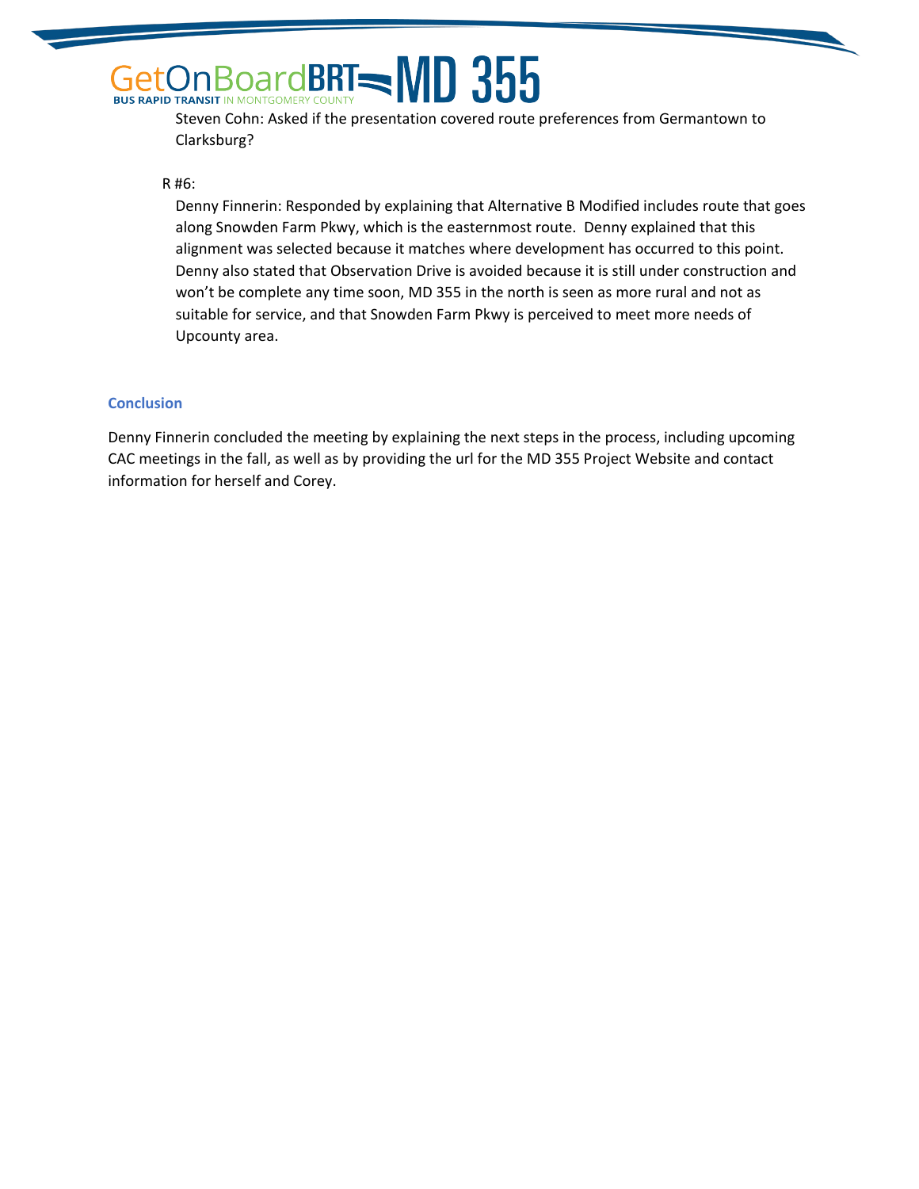Steven Cohn: Asked if the presentation covered route preferences from Germantown to Clarksburg?

R #6:

Denny Finnerin: Responded by explaining that Alternative B Modified includes route that goes along Snowden Farm Pkwy, which is the easternmost route. Denny explained that this alignment was selected because it matches where development has occurred to this point. Denny also stated that Observation Drive is avoided because it is still under construction and won't be complete any time soon, MD 355 in the north is seen as more rural and not as suitable for service, and that Snowden Farm Pkwy is perceived to meet more needs of Upcounty area.

### Conclusion

Denny Finnerin concluded the meeting by explaining the next steps in the process, including upcoming CAC meetings in the fall, as well as by providing the url for the MD 355 Project Website and contact information for herself and Corey.